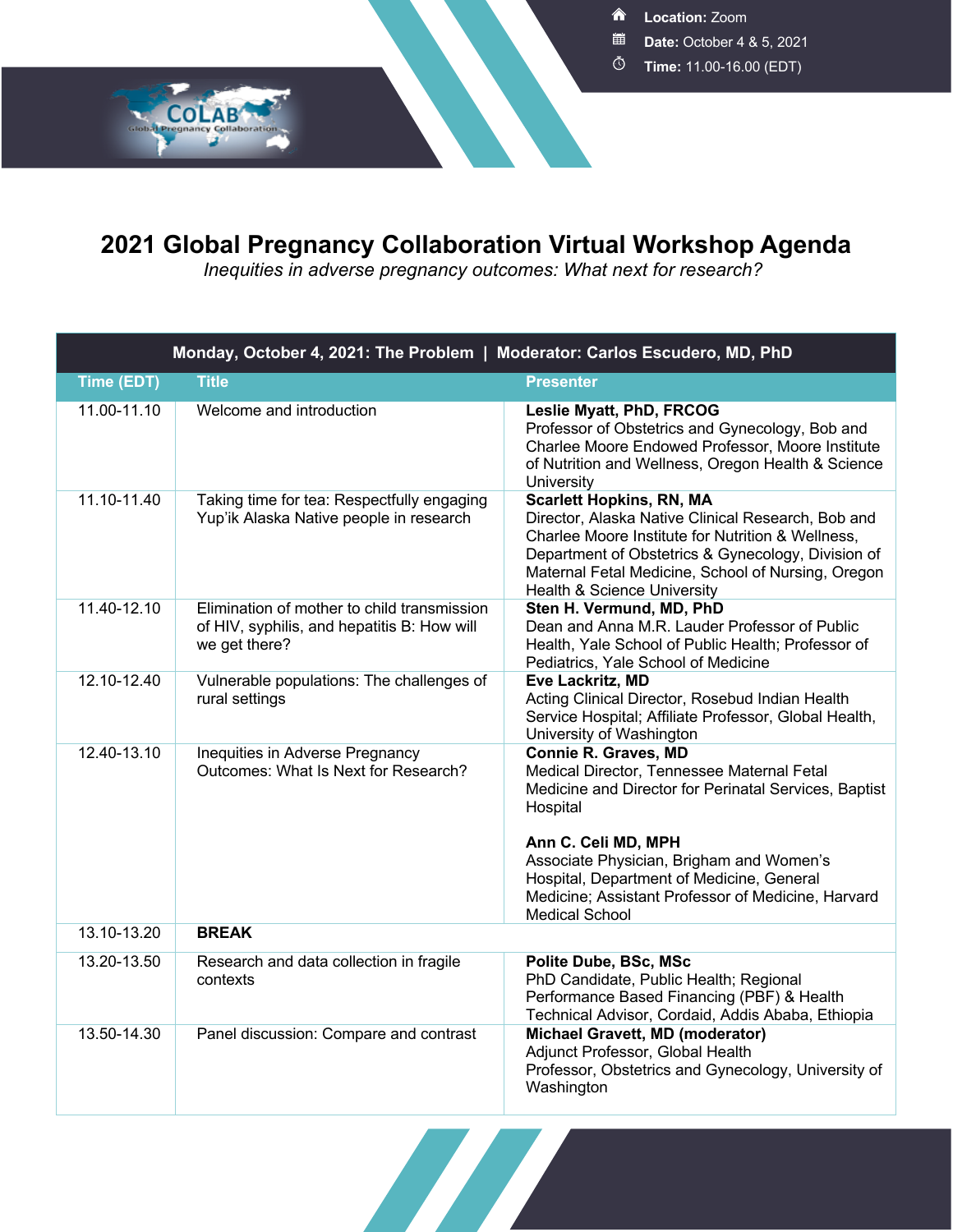CoLAB Global Pregnancy Collaboration

**Location:** Zoom
**Date:** October 4 & 5, 2021
**Time:** 11.00-16.00 (EDT)

# 2021 Global Pregnancy Collaboration Virtual Workshop Agenda

*Inequities in adverse pregnancy outcomes: What next for research?*

| Monday, October 4, 2021: The Problem \| Moderator: Carlos Escudero, MD, PhD | | |
|---|---|---|
| **Time (EDT)** | **Title** | **Presenter** |
| 11.00-11.10 | Welcome and introduction | **Leslie Myatt, PhD, FRCOG**<br>Professor of Obstetrics and Gynecology, Bob and Charlee Moore Endowed Professor, Moore Institute of Nutrition and Wellness, Oregon Health & Science University |
| 11.10-11.40 | Taking time for tea: Respectfully engaging Yup'ik Alaska Native people in research | **Scarlett Hopkins, RN, MA**<br>Director, Alaska Native Clinical Research, Bob and Charlee Moore Institute for Nutrition & Wellness, Department of Obstetrics & Gynecology, Division of Maternal Fetal Medicine, School of Nursing, Oregon Health & Science University |
| 11.40-12.10 | Elimination of mother to child transmission of HIV, syphilis, and hepatitis B: How will we get there? | **Sten H. Vermund, MD, PhD**<br>Dean and Anna M.R. Lauder Professor of Public Health, Yale School of Public Health; Professor of Pediatrics, Yale School of Medicine |
| 12.10-12.40 | Vulnerable populations: The challenges of rural settings | **Eve Lackritz, MD**<br>Acting Clinical Director, Rosebud Indian Health Service Hospital; Affiliate Professor, Global Health, University of Washington |
| 12.40-13.10 | Inequities in Adverse Pregnancy Outcomes: What Is Next for Research? | **Connie R. Graves, MD**<br>Medical Director, Tennessee Maternal Fetal Medicine and Director for Perinatal Services, Baptist Hospital<br><br>**Ann C. Celi MD, MPH**<br>Associate Physician, Brigham and Women's Hospital, Department of Medicine, General Medicine; Assistant Professor of Medicine, Harvard Medical School |
| 13.10-13.20 | **BREAK** | |
| 13.20-13.50 | Research and data collection in fragile contexts | **Polite Dube, BSc, MSc**<br>PhD Candidate, Public Health; Regional Performance Based Financing (PBF) & Health Technical Advisor, Cordaid, Addis Ababa, Ethiopia |
| 13.50-14.30 | Panel discussion: Compare and contrast | **Michael Gravett, MD (moderator)**<br>Adjunct Professor, Global Health<br>Professor, Obstetrics and Gynecology, University of Washington |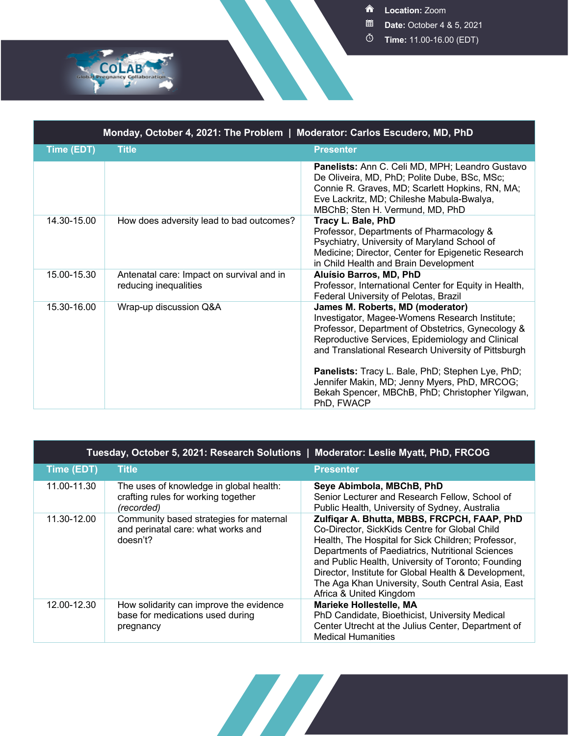**Location:** Zoom
**Date:** October 4 & 5, 2021
**Time:** 11.00-16.00 (EDT)

CoLAB
Global Pregnancy Collaboration

| Time (EDT) | Title | Presenter |
| --- | --- | --- |
| | | **Panelists:** Ann C. Celi MD, MPH; Leandro Gustavo De Oliveira, MD, PhD; Polite Dube, BSc, MSc; Connie R. Graves, MD; Scarlett Hopkins, RN, MA; Eve Lackritz, MD; Chileshe Mabula-Bwalya, MBChB; Sten H. Vermund, MD, PhD |
| 14.30-15.00 | How does adversity lead to bad outcomes? | **Tracy L. Bale, PhD**<br>Professor, Departments of Pharmacology & Psychiatry, University of Maryland School of Medicine; Director, Center for Epigenetic Research in Child Health and Brain Development |
| 15.00-15.30 | Antenatal care: Impact on survival and in reducing inequalities | **Aluísio Barros, MD, PhD**<br>Professor, International Center for Equity in Health, Federal University of Pelotas, Brazil |
| 15.30-16.00 | Wrap-up discussion Q&A | **James M. Roberts, MD (moderator)**<br>Investigator, Magee-Womens Research Institute; Professor, Department of Obstetrics, Gynecology & Reproductive Services, Epidemiology and Clinical and Translational Research University of Pittsburgh<br><br>**Panelists:** Tracy L. Bale, PhD; Stephen Lye, PhD; Jennifer Makin, MD; Jenny Myers, PhD, MRCOG; Bekah Spencer, MBChB, PhD; Christopher Yilgwan, PhD, FWACP |

## Tuesday, October 5, 2021: Research Solutions | Moderator: Leslie Myatt, PhD, FRCOG

| Time (EDT) | Title | Presenter |
| --- | --- | --- |
| 11.00-11.30 | The uses of knowledge in global health: crafting rules for working together *(recorded)* | **Seye Abimbola, MBChB, PhD**<br>Senior Lecturer and Research Fellow, School of Public Health, University of Sydney, Australia |
| 11.30-12.00 | Community based strategies for maternal and perinatal care: what works and doesn't? | **Zulfiqar A. Bhutta, MBBS, FRCPCH, FAAP, PhD**<br>Co-Director, SickKids Centre for Global Child Health, The Hospital for Sick Children; Professor, Departments of Paediatrics, Nutritional Sciences and Public Health, University of Toronto; Founding Director, Institute for Global Health & Development, The Aga Khan University, South Central Asia, East Africa & United Kingdom |
| 12.00-12.30 | How solidarity can improve the evidence base for medications used during pregnancy | **Marieke Hollestelle, MA**<br>PhD Candidate, Bioethicist, University Medical Center Utrecht at the Julius Center, Department of Medical Humanities |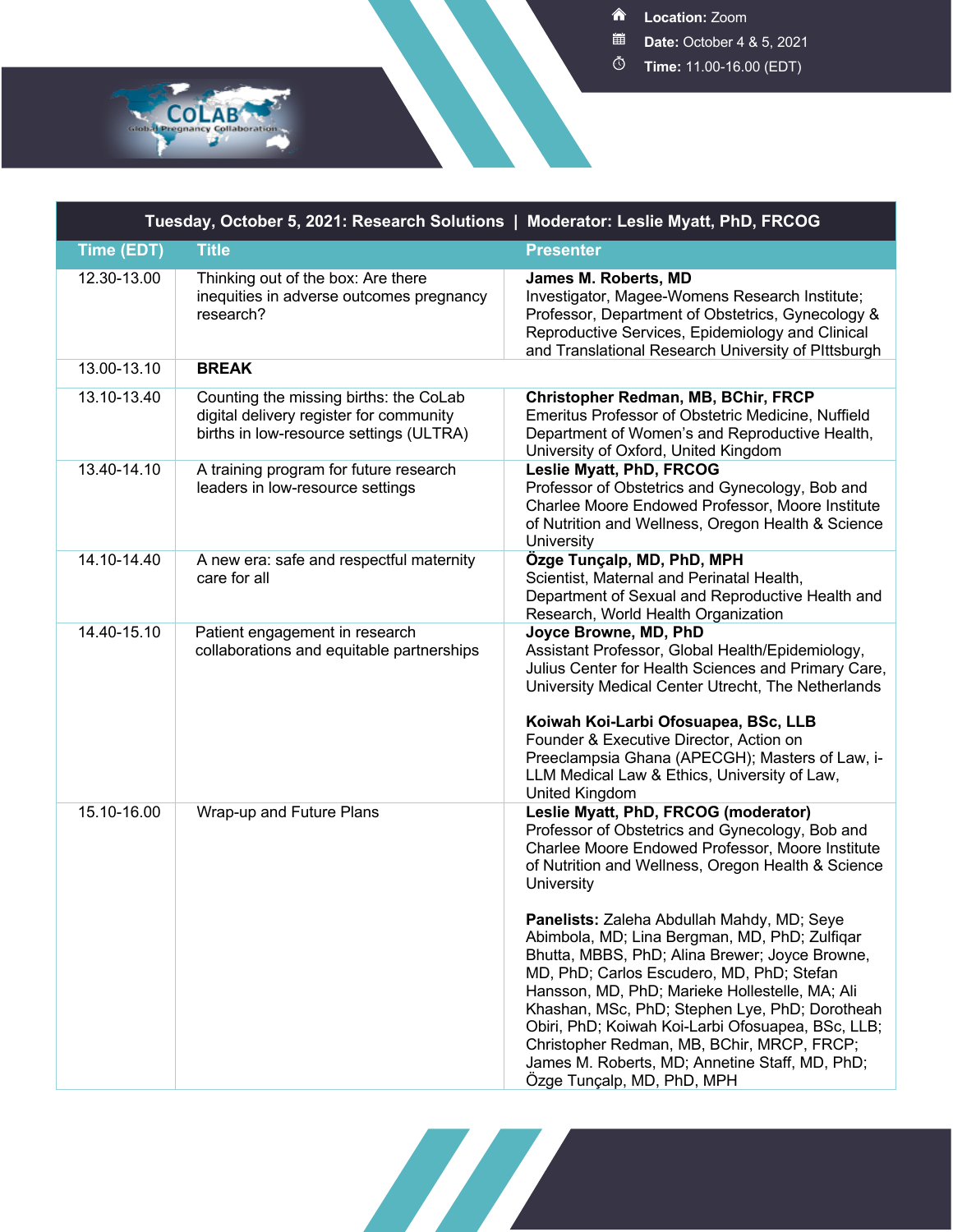**Location:** Zoom
**Date:** October 4 & 5, 2021
**Time:** 11.00-16.00 (EDT)

CoLAB Global Pregnancy Collaboration

| Tuesday, October 5, 2021: Research Solutions \| Moderator: Leslie Myatt, PhD, FRCOG | | |
|---|---|---|
| **Time (EDT)** | **Title** | **Presenter** |
| 12.30-13.00 | Thinking out of the box: Are there inequities in adverse outcomes pregnancy research? | **James M. Roberts, MD**<br>Investigator, Magee-Womens Research Institute; Professor, Department of Obstetrics, Gynecology & Reproductive Services, Epidemiology and Clinical and Translational Research University of PIttsburgh |
| 13.00-13.10 | **BREAK** | |
| 13.10-13.40 | Counting the missing births: the CoLab digital delivery register for community births in low-resource settings (ULTRA) | **Christopher Redman, MB, BChir, FRCP**<br>Emeritus Professor of Obstetric Medicine, Nuffield Department of Women's and Reproductive Health, University of Oxford, United Kingdom |
| 13.40-14.10 | A training program for future research leaders in low-resource settings | **Leslie Myatt, PhD, FRCOG**<br>Professor of Obstetrics and Gynecology, Bob and Charlee Moore Endowed Professor, Moore Institute of Nutrition and Wellness, Oregon Health & Science University |
| 14.10-14.40 | A new era: safe and respectful maternity care for all | **Özge Tunçalp, MD, PhD, MPH**<br>Scientist, Maternal and Perinatal Health, Department of Sexual and Reproductive Health and Research, World Health Organization |
| 14.40-15.10 | Patient engagement in research collaborations and equitable partnerships | **Joyce Browne, MD, PhD**<br>Assistant Professor, Global Health/Epidemiology, Julius Center for Health Sciences and Primary Care, University Medical Center Utrecht, The Netherlands<br><br>**Koiwah Koi-Larbi Ofosuapea, BSc, LLB**<br>Founder & Executive Director, Action on Preeclampsia Ghana (APECGH); Masters of Law, i-LLM Medical Law & Ethics, University of Law, United Kingdom |
| 15.10-16.00 | Wrap-up and Future Plans | **Leslie Myatt, PhD, FRCOG (moderator)**<br>Professor of Obstetrics and Gynecology, Bob and Charlee Moore Endowed Professor, Moore Institute of Nutrition and Wellness, Oregon Health & Science University<br><br>**Panelists:** Zaleha Abdullah Mahdy, MD; Seye Abimbola, MD; Lina Bergman, MD, PhD; Zulfiqar Bhutta, MBBS, PhD; Alina Brewer; Joyce Browne, MD, PhD; Carlos Escudero, MD, PhD; Stefan Hansson, MD, PhD; Marieke Hollestelle, MA; Ali Khashan, MSc, PhD; Stephen Lye, PhD; Dorotheah Obiri, PhD; Koiwah Koi-Larbi Ofosuapea, BSc, LLB; Christopher Redman, MB, BChir, MRCP, FRCP; James M. Roberts, MD; Annetine Staff, MD, PhD; Özge Tunçalp, MD, PhD, MPH |